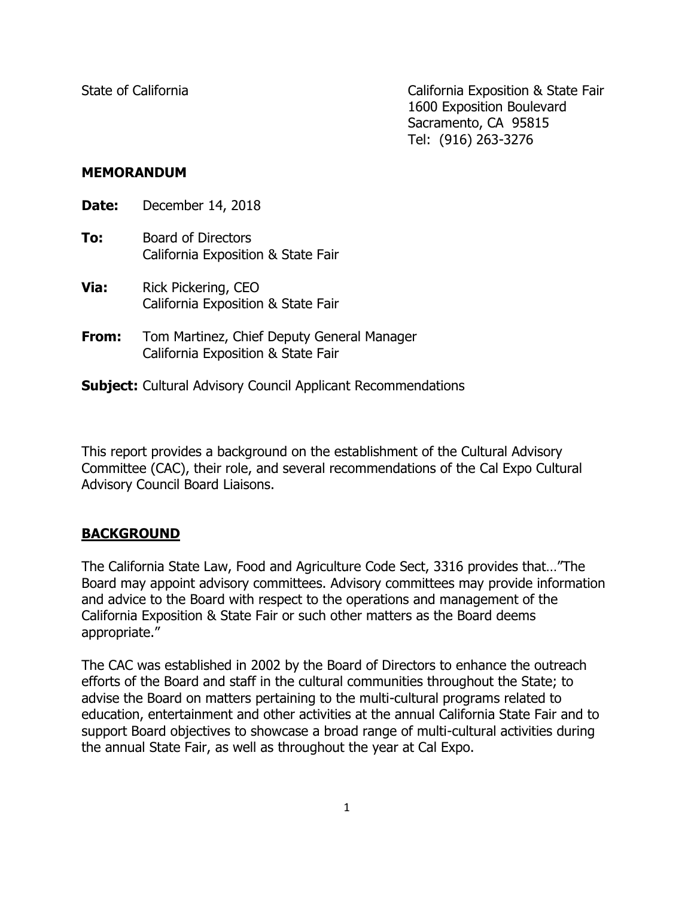State of California

California Exposition & State Fair
1600 Exposition Boulevard
Sacramento, CA 95815
Tel: (916) 263-3276

**MEMORANDUM**

**Date:** December 14, 2018

**To:** Board of Directors
California Exposition & State Fair

**Via:** Rick Pickering, CEO
California Exposition & State Fair

**From:** Tom Martinez, Chief Deputy General Manager
California Exposition & State Fair

**Subject:** Cultural Advisory Council Applicant Recommendations

This report provides a background on the establishment of the Cultural Advisory Committee (CAC), their role, and several recommendations of the Cal Expo Cultural Advisory Council Board Liaisons.

## BACKGROUND

The California State Law, Food and Agriculture Code Sect, 3316 provides that…"The Board may appoint advisory committees. Advisory committees may provide information and advice to the Board with respect to the operations and management of the California Exposition & State Fair or such other matters as the Board deems appropriate."

The CAC was established in 2002 by the Board of Directors to enhance the outreach efforts of the Board and staff in the cultural communities throughout the State; to advise the Board on matters pertaining to the multi-cultural programs related to education, entertainment and other activities at the annual California State Fair and to support Board objectives to showcase a broad range of multi-cultural activities during the annual State Fair, as well as throughout the year at Cal Expo.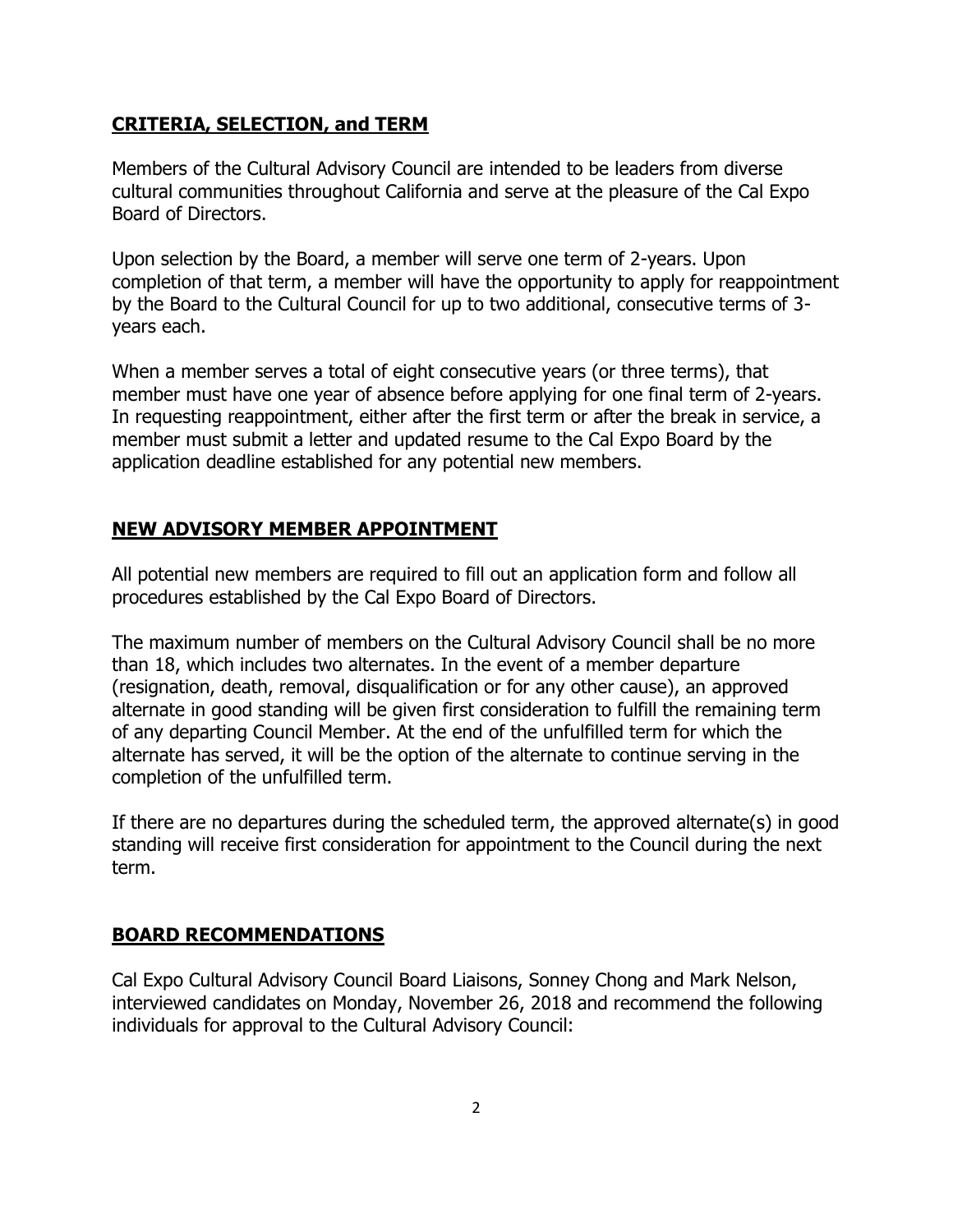## **CRITERIA, SELECTION, and TERM**

Members of the Cultural Advisory Council are intended to be leaders from diverse cultural communities throughout California and serve at the pleasure of the Cal Expo Board of Directors.

Upon selection by the Board, a member will serve one term of 2-years. Upon completion of that term, a member will have the opportunity to apply for reappointment by the Board to the Cultural Council for up to two additional, consecutive terms of 3-years each.

When a member serves a total of eight consecutive years (or three terms), that member must have one year of absence before applying for one final term of 2-years. In requesting reappointment, either after the first term or after the break in service, a member must submit a letter and updated resume to the Cal Expo Board by the application deadline established for any potential new members.

## **NEW ADVISORY MEMBER APPOINTMENT**

All potential new members are required to fill out an application form and follow all procedures established by the Cal Expo Board of Directors.

The maximum number of members on the Cultural Advisory Council shall be no more than 18, which includes two alternates. In the event of a member departure (resignation, death, removal, disqualification or for any other cause), an approved alternate in good standing will be given first consideration to fulfill the remaining term of any departing Council Member. At the end of the unfulfilled term for which the alternate has served, it will be the option of the alternate to continue serving in the completion of the unfulfilled term.

If there are no departures during the scheduled term, the approved alternate(s) in good standing will receive first consideration for appointment to the Council during the next term.

## **BOARD RECOMMENDATIONS**

Cal Expo Cultural Advisory Council Board Liaisons, Sonney Chong and Mark Nelson, interviewed candidates on Monday, November 26, 2018 and recommend the following individuals for approval to the Cultural Advisory Council: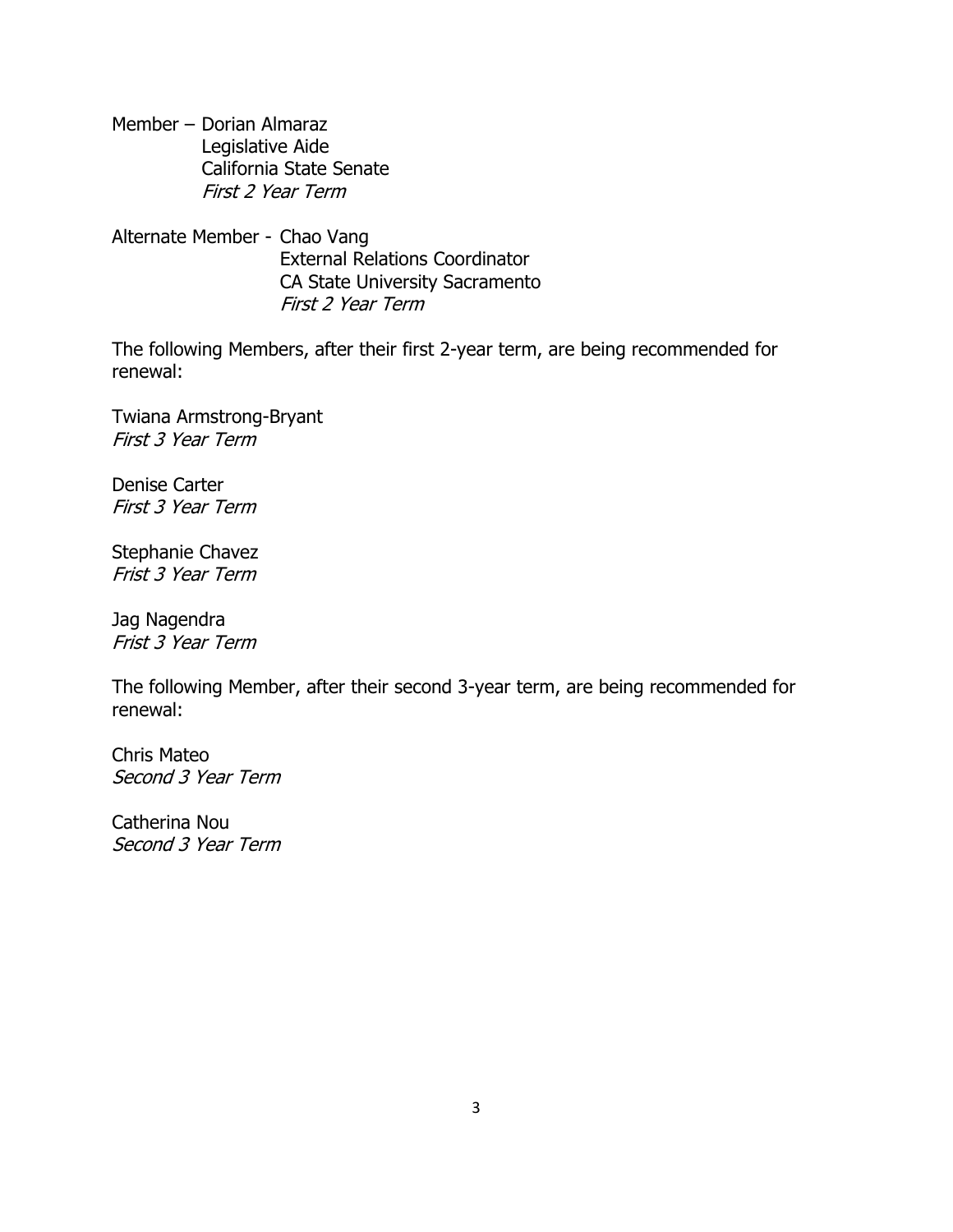Member – Dorian Almaraz  
Legislative Aide  
California State Senate  
*First 2 Year Term*

Alternate Member - Chao Vang  
External Relations Coordinator  
CA State University Sacramento  
*First 2 Year Term*

The following Members, after their first 2-year term, are being recommended for renewal:

Twiana Armstrong-Bryant  
*First 3 Year Term*

Denise Carter  
*First 3 Year Term*

Stephanie Chavez  
*Frist 3 Year Term*

Jag Nagendra  
*Frist 3 Year Term*

The following Member, after their second 3-year term, are being recommended for renewal:

Chris Mateo  
*Second 3 Year Term*

Catherina Nou  
*Second 3 Year Term*